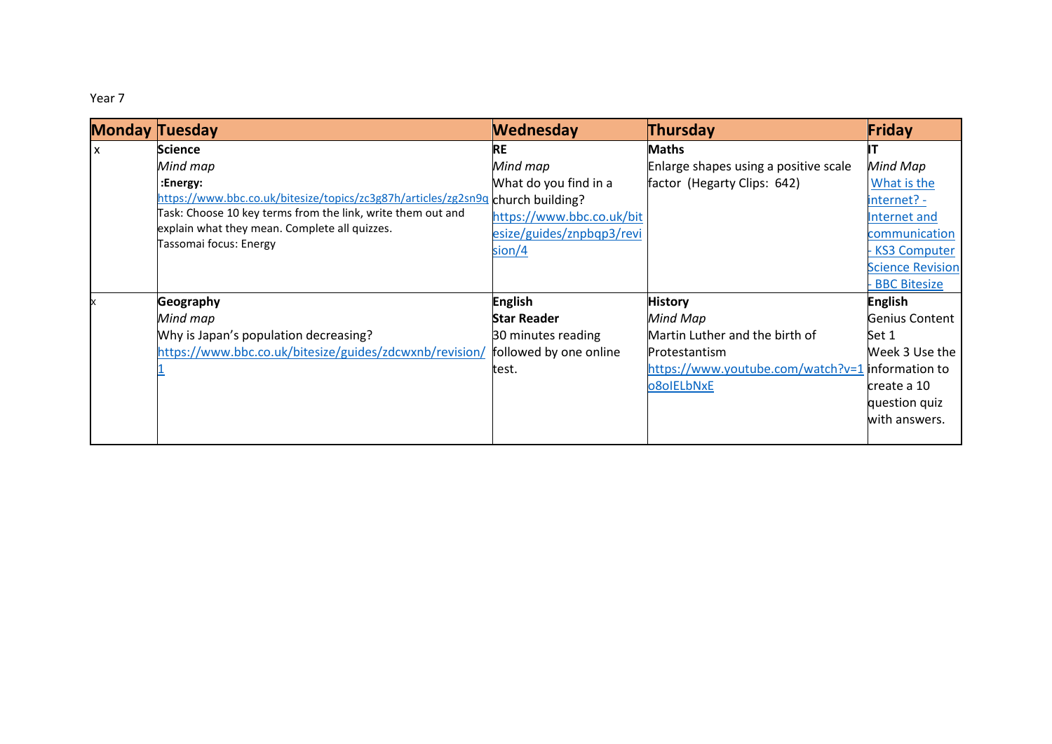Year 7

| Monday | Tuesday | Wednesday | Thursday | Friday |
|---|---|---|---|---|
| x | **Science**<br>*Mind map*<br>**:Energy:**<br>https://www.bbc.co.uk/bitesize/topics/zc3g87h/articles/zg2sn9q<br>Task: Choose 10 key terms from the link, write them out and explain what they mean. Complete all quizzes.<br>Tassomai focus: Energy | **RE**<br>*Mind map*<br>What do you find in a church building?<br>https://www.bbc.co.uk/bitesize/guides/znpbqp3/revision/4 | **Maths**<br>Enlarge shapes using a positive scale factor (Hegarty Clips: 642) | **IT**<br>*Mind Map*<br>What is the internet? - Internet and communication - KS3 Computer Science Revision - BBC Bitesize |
| x | **Geography**<br>*Mind map*<br>Why is Japan's population decreasing?<br>https://www.bbc.co.uk/bitesize/guides/zdcwxnb/revision/1 | **English**<br>**Star Reader**<br>30 minutes reading followed by one online test. | **History**<br>*Mind Map*<br>Martin Luther and the birth of Protestantism<br>https://www.youtube.com/watch?v=1o8oIELbNxE | **English**<br>Genius Content Set 1<br>Week 3 Use the information to create a 10 question quiz with answers. |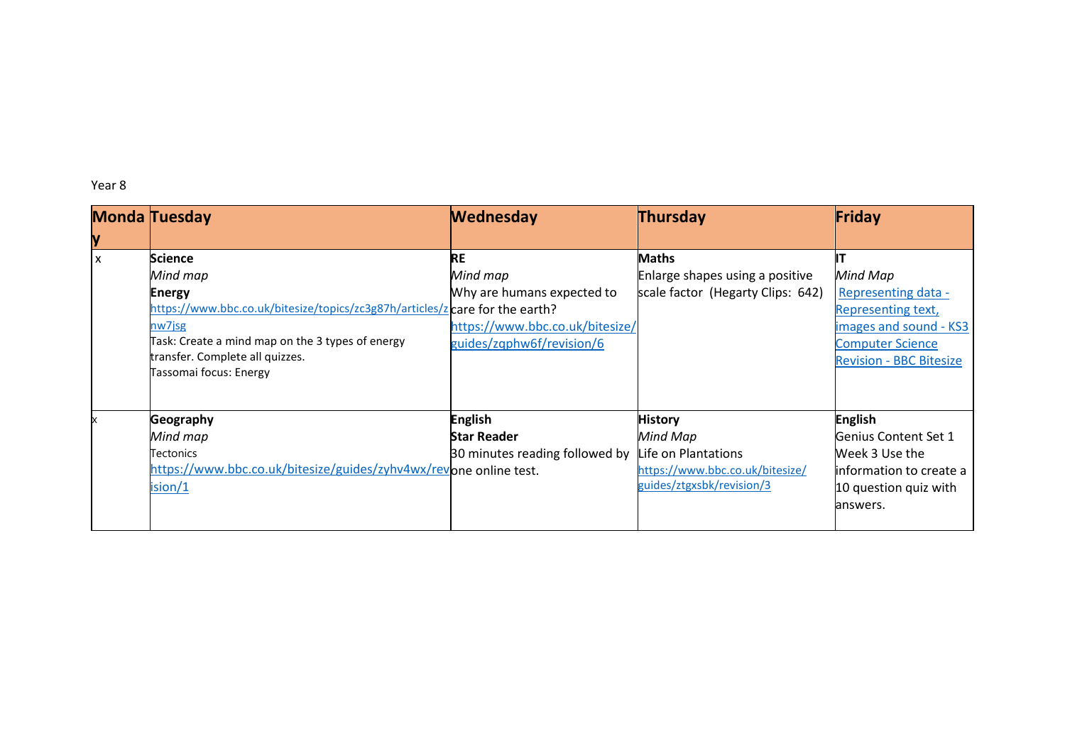Year 8

| Monday | Tuesday | Wednesday | Thursday | Friday |
| --- | --- | --- | --- | --- |
| x | **Science**<br>*Mind map*<br>**Energy**<br>https://www.bbc.co.uk/bitesize/topics/zc3g87h/articles/znw7jsg<br>Task: Create a mind map on the 3 types of energy transfer. Complete all quizzes.<br>Tassomai focus: Energy | **RE**<br>*Mind map*<br>Why are humans expected to care for the earth?<br>https://www.bbc.co.uk/bitesize/guides/zqphw6f/revision/6 | **Maths**<br>Enlarge shapes using a positive scale factor (Hegarty Clips: 642) | **IT**<br>*Mind Map*<br>Representing data - Representing text, images and sound - KS3 Computer Science Revision - BBC Bitesize |
| x | **Geography**<br>*Mind map*<br>Tectonics<br>https://www.bbc.co.uk/bitesize/guides/zyhv4wx/revision/1 | **English**<br>**Star Reader**<br>30 minutes reading followed by one online test. | **History**<br>*Mind Map*<br>Life on Plantations<br>https://www.bbc.co.uk/bitesize/guides/ztgxsbk/revision/3 | **English**<br>Genius Content Set 1 Week 3 Use the information to create a 10 question quiz with answers. |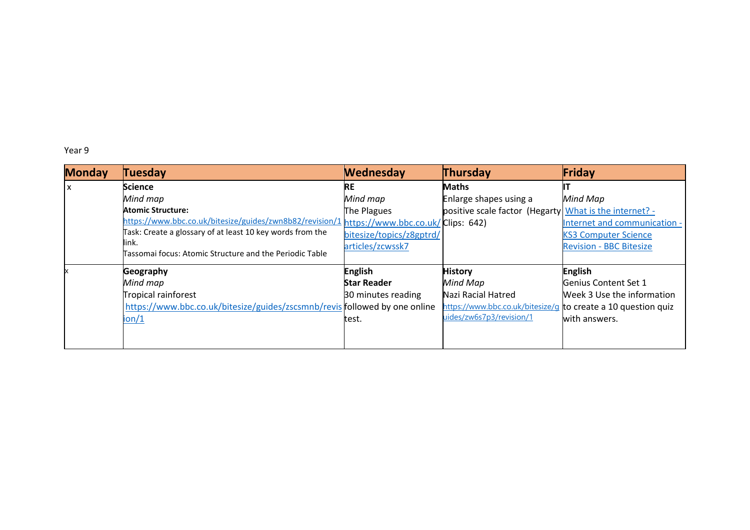Year 9

| Monday | Tuesday | Wednesday | Thursday | Friday |
|---|---|---|---|---|
| x | **Science**<br>*Mind map*<br>**Atomic Structure:**<br>https://www.bbc.co.uk/bitesize/guides/zwn8b82/revision/1<br>Task: Create a glossary of at least 10 key words from the link.<br>Tassomai focus: Atomic Structure and the Periodic Table | **RE**<br>*Mind map*<br>The Plagues<br>https://www.bbc.co.uk/bitesize/topics/z8gptrd/articles/zcwssk7 | **Maths**<br>Enlarge shapes using a positive scale factor (Hegarty Clips: 642) | **IT**<br>*Mind Map*<br>What is the internet? - Internet and communication - KS3 Computer Science Revision - BBC Bitesize |
| x | **Geography**<br>*Mind map*<br>Tropical rainforest<br>https://www.bbc.co.uk/bitesize/guides/zscsmnb/revision/1 | **English**<br>**Star Reader**<br>30 minutes reading followed by one online test. | **History**<br>*Mind Map*<br>Nazi Racial Hatred<br>https://www.bbc.co.uk/bitesize/guides/zw6s7p3/revision/1 | **English**<br>Genius Content Set 1<br>Week 3 Use the information to create a 10 question quiz with answers. |